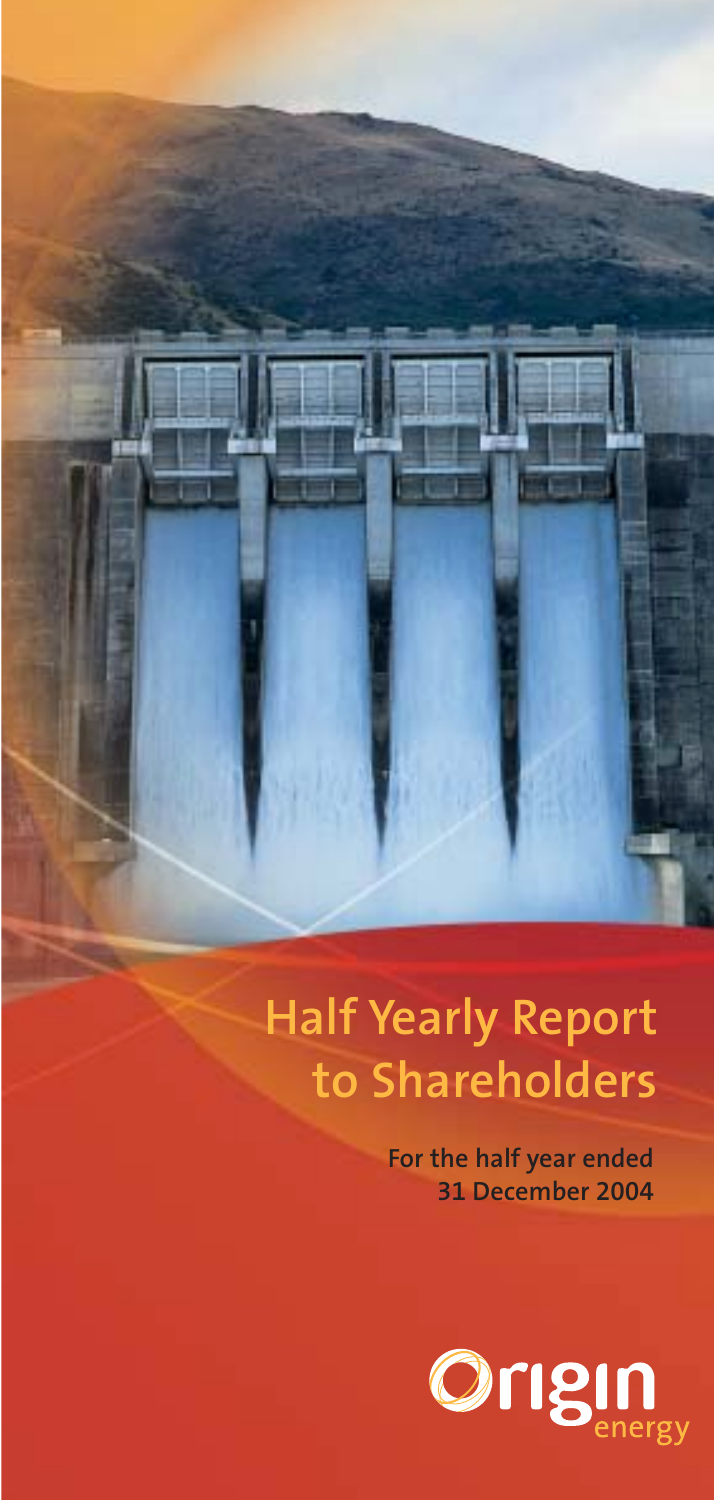# Half Yearly Report to Shareholders

**For the half year ended 31 December 2004**

Origin energy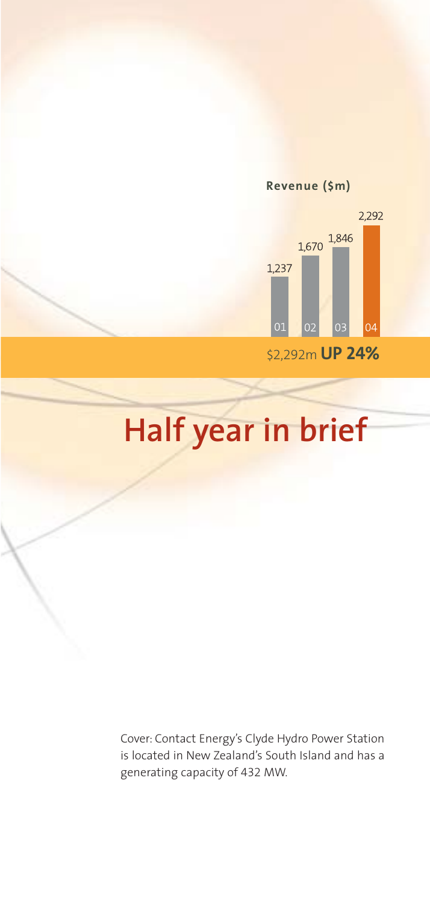**Revenue ($m)**

| 01 | 02 | 03 | 04 |
|---|---|---|---|
| 1,237 | 1,670 | 1,846 | 2,292 |

$2,292m **UP 24%**

# Half year in brief

Cover: Contact Energy's Clyde Hydro Power Station is located in New Zealand's South Island and has a generating capacity of 432 MW.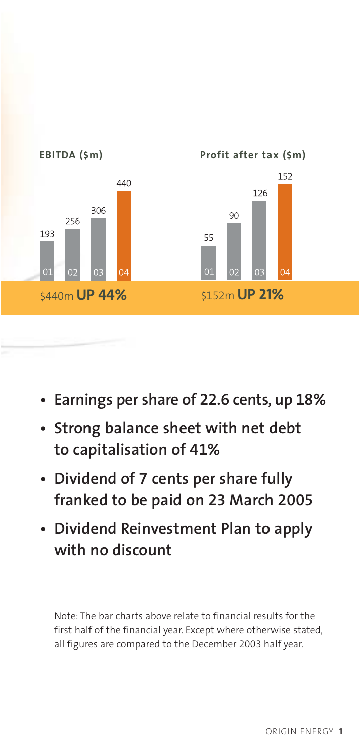**EBITDA ($m)**

| 01 | 02 | 03 | 04 |
|---|---|---|---|
| 193 | 256 | 306 | 440 |

$440m **UP 44%**

**Profit after tax ($m)**

| 01 | 02 | 03 | 04 |
|---|---|---|---|
| 55 | 90 | 126 | 152 |

$152m **UP 21%**

- **Earnings per share of 22.6 cents, up 18%**
- **Strong balance sheet with net debt to capitalisation of 41%**
- **Dividend of 7 cents per share fully franked to be paid on 23 March 2005**
- **Dividend Reinvestment Plan to apply with no discount**

Note: The bar charts above relate to financial results for the first half of the financial year. Except where otherwise stated, all figures are compared to the December 2003 half year.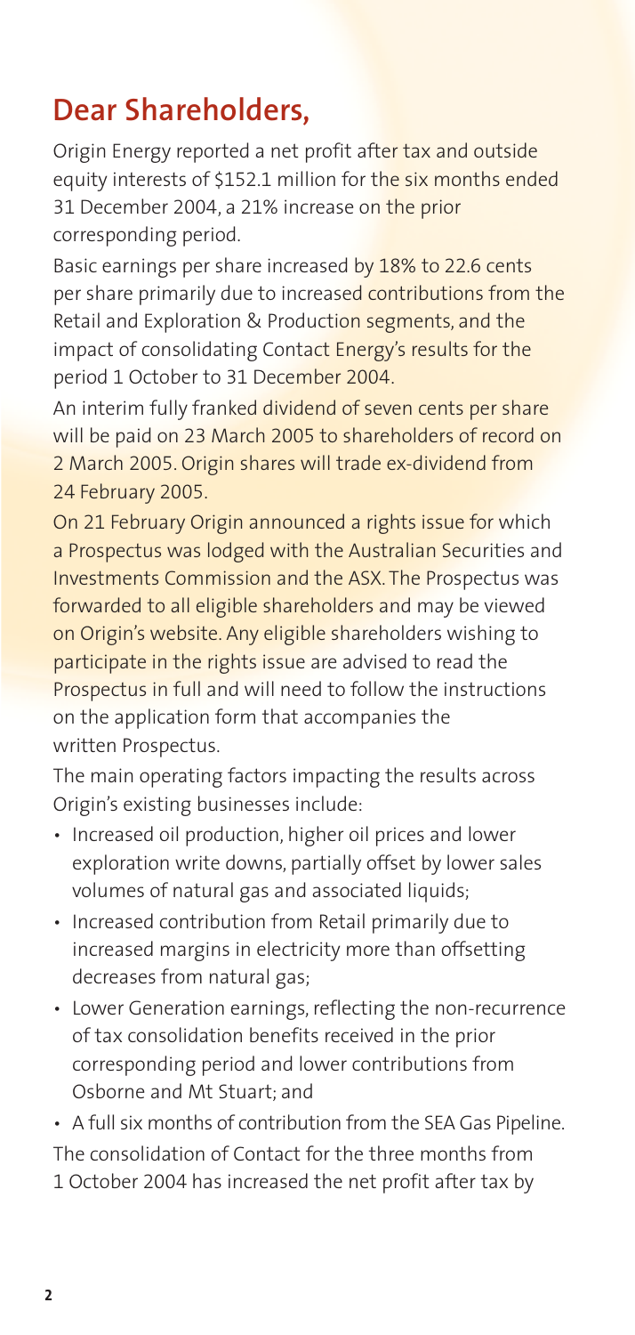## Dear Shareholders,

Origin Energy reported a net profit after tax and outside equity interests of $152.1 million for the six months ended 31 December 2004, a 21% increase on the prior corresponding period.

Basic earnings per share increased by 18% to 22.6 cents per share primarily due to increased contributions from the Retail and Exploration & Production segments, and the impact of consolidating Contact Energy's results for the period 1 October to 31 December 2004.

An interim fully franked dividend of seven cents per share will be paid on 23 March 2005 to shareholders of record on 2 March 2005. Origin shares will trade ex-dividend from 24 February 2005.

On 21 February Origin announced a rights issue for which a Prospectus was lodged with the Australian Securities and Investments Commission and the ASX. The Prospectus was forwarded to all eligible shareholders and may be viewed on Origin's website. Any eligible shareholders wishing to participate in the rights issue are advised to read the Prospectus in full and will need to follow the instructions on the application form that accompanies the written Prospectus.

The main operating factors impacting the results across Origin's existing businesses include:

- Increased oil production, higher oil prices and lower exploration write downs, partially offset by lower sales volumes of natural gas and associated liquids;
- Increased contribution from Retail primarily due to increased margins in electricity more than offsetting decreases from natural gas;
- Lower Generation earnings, reflecting the non-recurrence of tax consolidation benefits received in the prior corresponding period and lower contributions from Osborne and Mt Stuart; and
- A full six months of contribution from the SEA Gas Pipeline.

The consolidation of Contact for the three months from 1 October 2004 has increased the net profit after tax by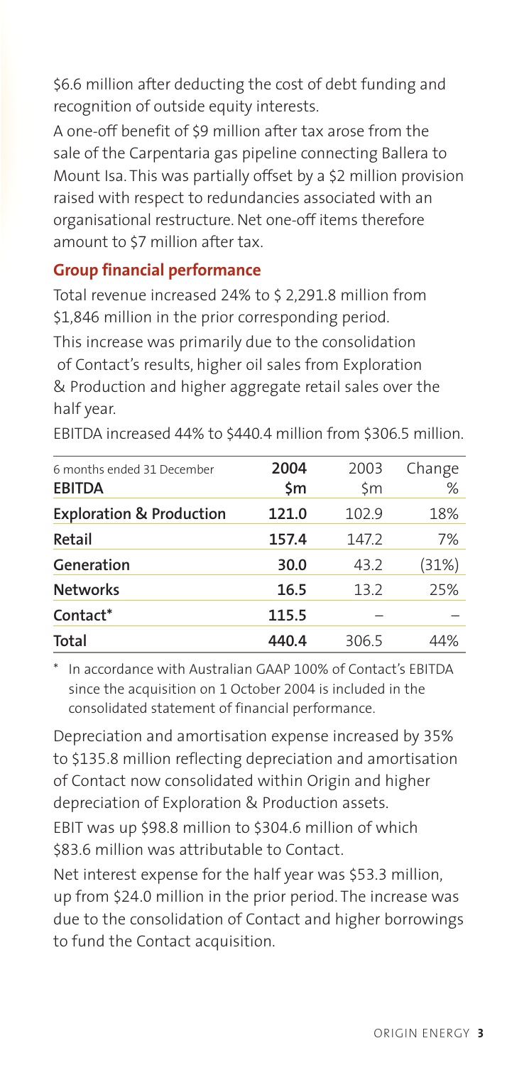$6.6 million after deducting the cost of debt funding and recognition of outside equity interests.

A one-off benefit of $9 million after tax arose from the sale of the Carpentaria gas pipeline connecting Ballera to Mount Isa. This was partially offset by a $2 million provision raised with respect to redundancies associated with an organisational restructure. Net one-off items therefore amount to $7 million after tax.

## Group financial performance

Total revenue increased 24% to $ 2,291.8 million from $1,846 million in the prior corresponding period.

This increase was primarily due to the consolidation of Contact's results, higher oil sales from Exploration & Production and higher aggregate retail sales over the half year.

EBITDA increased 44% to $440.4 million from $306.5 million.

| 6 months ended 31 December<br>**EBITDA** | **2004**<br>**$m** | 2003<br>$m | Change<br>% |
|---|---|---|---|
| **Exploration & Production** | **121.0** | 102.9 | 18% |
| **Retail** | **157.4** | 147.2 | 7% |
| **Generation** | **30.0** | 43.2 | (31%) |
| **Networks** | **16.5** | 13.2 | 25% |
| **Contact*** | **115.5** | – | – |
| **Total** | **440.4** | 306.5 | 44% |

\* In accordance with Australian GAAP 100% of Contact's EBITDA since the acquisition on 1 October 2004 is included in the consolidated statement of financial performance.

Depreciation and amortisation expense increased by 35% to $135.8 million reflecting depreciation and amortisation of Contact now consolidated within Origin and higher depreciation of Exploration & Production assets.

EBIT was up $98.8 million to $304.6 million of which $83.6 million was attributable to Contact.

Net interest expense for the half year was $53.3 million, up from $24.0 million in the prior period. The increase was due to the consolidation of Contact and higher borrowings to fund the Contact acquisition.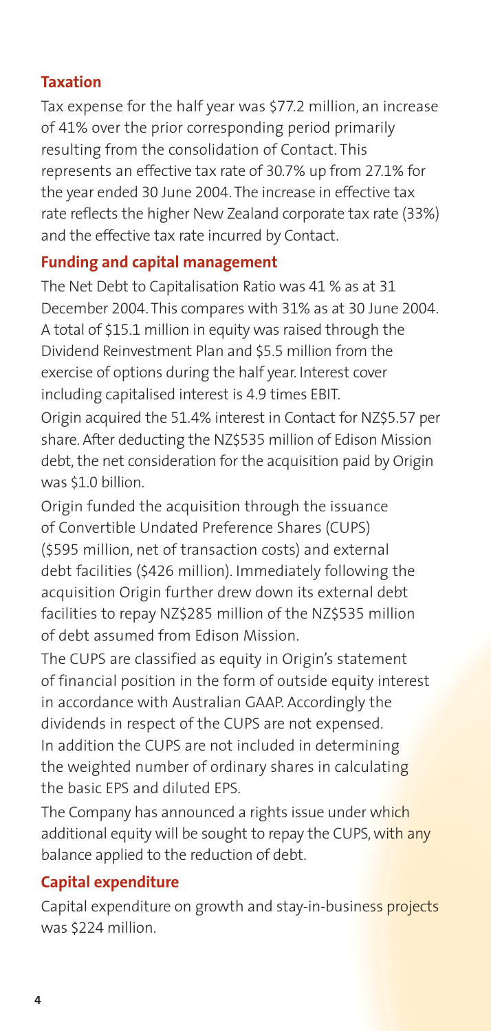## Taxation

Tax expense for the half year was $77.2 million, an increase of 41% over the prior corresponding period primarily resulting from the consolidation of Contact. This represents an effective tax rate of 30.7% up from 27.1% for the year ended 30 June 2004. The increase in effective tax rate reflects the higher New Zealand corporate tax rate (33%) and the effective tax rate incurred by Contact.

## Funding and capital management

The Net Debt to Capitalisation Ratio was 41 % as at 31 December 2004. This compares with 31% as at 30 June 2004. A total of $15.1 million in equity was raised through the Dividend Reinvestment Plan and $5.5 million from the exercise of options during the half year. Interest cover including capitalised interest is 4.9 times EBIT.

Origin acquired the 51.4% interest in Contact for NZ$5.57 per share. After deducting the NZ$535 million of Edison Mission debt, the net consideration for the acquisition paid by Origin was $1.0 billion.

Origin funded the acquisition through the issuance of Convertible Undated Preference Shares (CUPS) ($595 million, net of transaction costs) and external debt facilities ($426 million). Immediately following the acquisition Origin further drew down its external debt facilities to repay NZ$285 million of the NZ$535 million of debt assumed from Edison Mission.

The CUPS are classified as equity in Origin's statement of financial position in the form of outside equity interest in accordance with Australian GAAP. Accordingly the dividends in respect of the CUPS are not expensed. In addition the CUPS are not included in determining the weighted number of ordinary shares in calculating the basic EPS and diluted EPS.

The Company has announced a rights issue under which additional equity will be sought to repay the CUPS, with any balance applied to the reduction of debt.

## Capital expenditure

Capital expenditure on growth and stay-in-business projects was $224 million.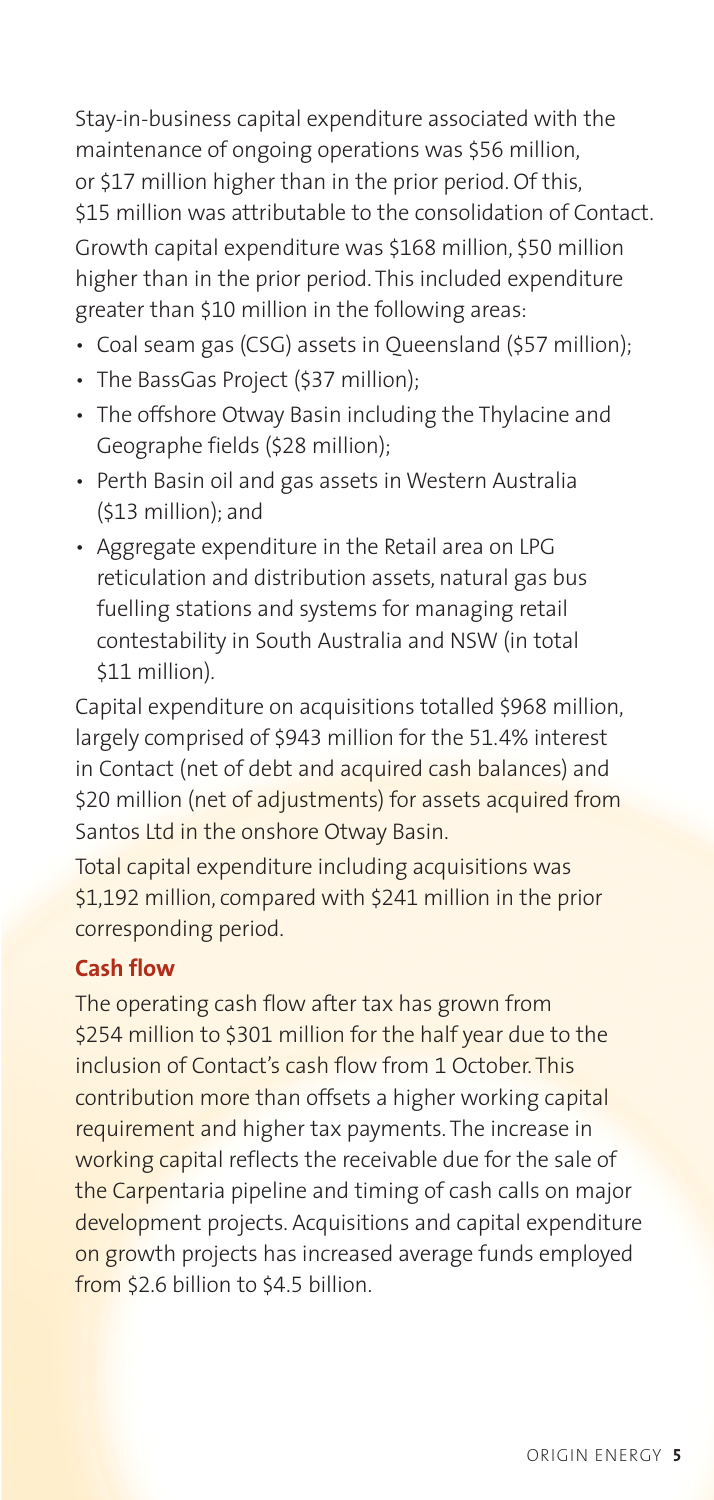Stay-in-business capital expenditure associated with the maintenance of ongoing operations was $56 million, or $17 million higher than in the prior period. Of this, $15 million was attributable to the consolidation of Contact.

Growth capital expenditure was $168 million, $50 million higher than in the prior period. This included expenditure greater than $10 million in the following areas:

- Coal seam gas (CSG) assets in Queensland ($57 million);
- The BassGas Project ($37 million);
- The offshore Otway Basin including the Thylacine and Geographe fields ($28 million);
- Perth Basin oil and gas assets in Western Australia ($13 million); and
- Aggregate expenditure in the Retail area on LPG reticulation and distribution assets, natural gas bus fuelling stations and systems for managing retail contestability in South Australia and NSW (in total $11 million).

Capital expenditure on acquisitions totalled $968 million, largely comprised of $943 million for the 51.4% interest in Contact (net of debt and acquired cash balances) and $20 million (net of adjustments) for assets acquired from Santos Ltd in the onshore Otway Basin.

Total capital expenditure including acquisitions was $1,192 million, compared with $241 million in the prior corresponding period.

**Cash flow**

The operating cash flow after tax has grown from $254 million to $301 million for the half year due to the inclusion of Contact's cash flow from 1 October. This contribution more than offsets a higher working capital requirement and higher tax payments. The increase in working capital reflects the receivable due for the sale of the Carpentaria pipeline and timing of cash calls on major development projects. Acquisitions and capital expenditure on growth projects has increased average funds employed from $2.6 billion to $4.5 billion.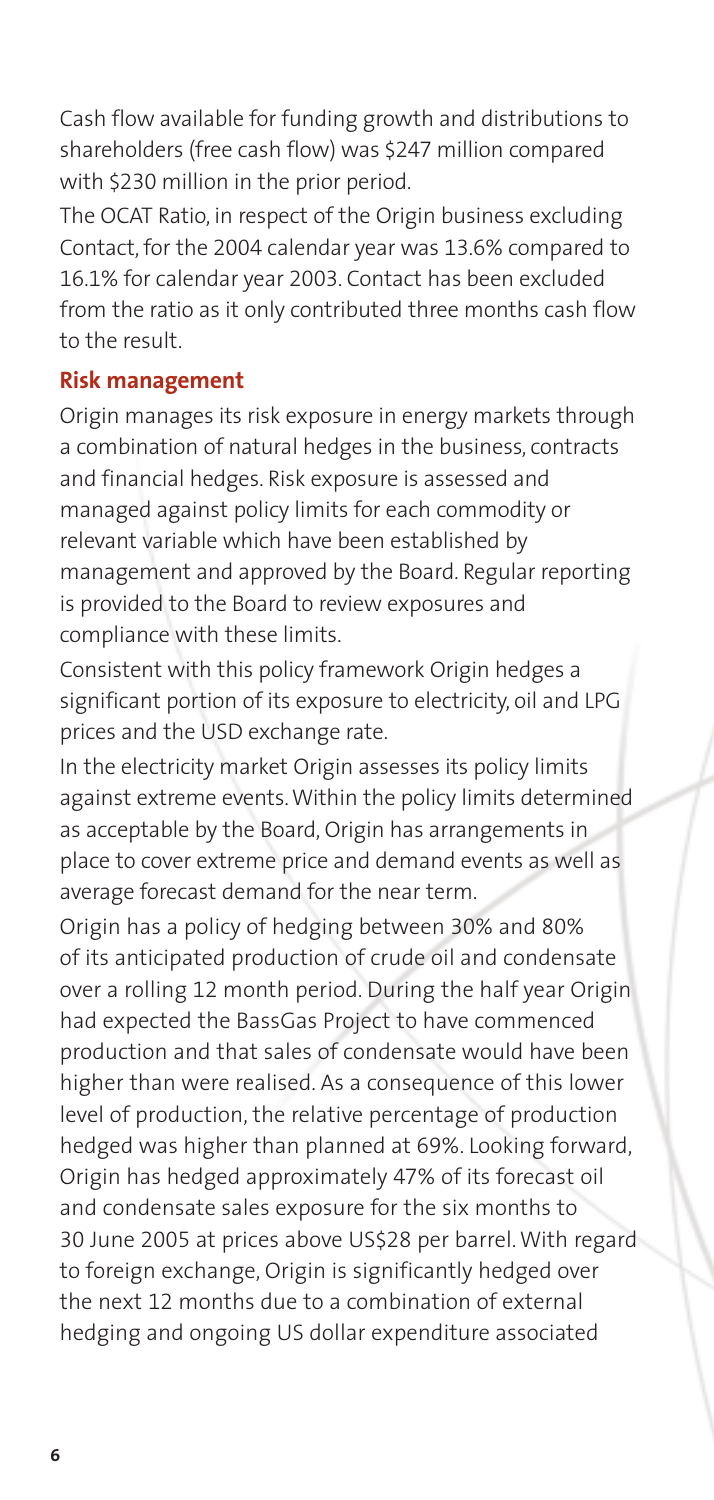Cash flow available for funding growth and distributions to shareholders (free cash flow) was $247 million compared with $230 million in the prior period.

The OCAT Ratio, in respect of the Origin business excluding Contact, for the 2004 calendar year was 13.6% compared to 16.1% for calendar year 2003. Contact has been excluded from the ratio as it only contributed three months cash flow to the result.

## Risk management

Origin manages its risk exposure in energy markets through a combination of natural hedges in the business, contracts and financial hedges. Risk exposure is assessed and managed against policy limits for each commodity or relevant variable which have been established by management and approved by the Board. Regular reporting is provided to the Board to review exposures and compliance with these limits.

Consistent with this policy framework Origin hedges a significant portion of its exposure to electricity, oil and LPG prices and the USD exchange rate.

In the electricity market Origin assesses its policy limits against extreme events. Within the policy limits determined as acceptable by the Board, Origin has arrangements in place to cover extreme price and demand events as well as average forecast demand for the near term.

Origin has a policy of hedging between 30% and 80% of its anticipated production of crude oil and condensate over a rolling 12 month period. During the half year Origin had expected the BassGas Project to have commenced production and that sales of condensate would have been higher than were realised. As a consequence of this lower level of production, the relative percentage of production hedged was higher than planned at 69%. Looking forward, Origin has hedged approximately 47% of its forecast oil and condensate sales exposure for the six months to 30 June 2005 at prices above US$28 per barrel. With regard to foreign exchange, Origin is significantly hedged over the next 12 months due to a combination of external hedging and ongoing US dollar expenditure associated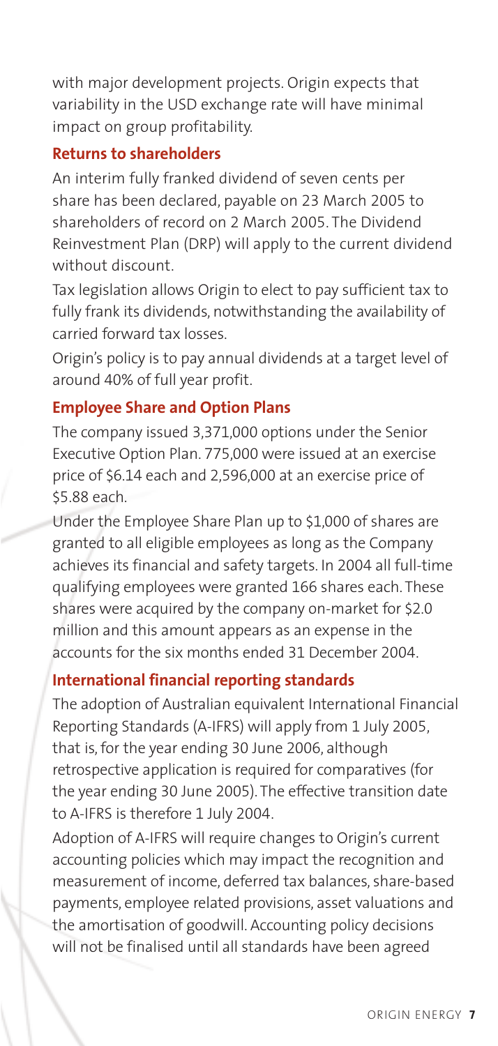with major development projects. Origin expects that variability in the USD exchange rate will have minimal impact on group profitability.

### Returns to shareholders

An interim fully franked dividend of seven cents per share has been declared, payable on 23 March 2005 to shareholders of record on 2 March 2005. The Dividend Reinvestment Plan (DRP) will apply to the current dividend without discount.

Tax legislation allows Origin to elect to pay sufficient tax to fully frank its dividends, notwithstanding the availability of carried forward tax losses.

Origin's policy is to pay annual dividends at a target level of around 40% of full year profit.

### Employee Share and Option Plans

The company issued 3,371,000 options under the Senior Executive Option Plan. 775,000 were issued at an exercise price of $6.14 each and 2,596,000 at an exercise price of $5.88 each.

Under the Employee Share Plan up to $1,000 of shares are granted to all eligible employees as long as the Company achieves its financial and safety targets. In 2004 all full-time qualifying employees were granted 166 shares each. These shares were acquired by the company on-market for $2.0 million and this amount appears as an expense in the accounts for the six months ended 31 December 2004.

### International financial reporting standards

The adoption of Australian equivalent International Financial Reporting Standards (A-IFRS) will apply from 1 July 2005, that is, for the year ending 30 June 2006, although retrospective application is required for comparatives (for the year ending 30 June 2005). The effective transition date to A-IFRS is therefore 1 July 2004.

Adoption of A-IFRS will require changes to Origin's current accounting policies which may impact the recognition and measurement of income, deferred tax balances, share-based payments, employee related provisions, asset valuations and the amortisation of goodwill. Accounting policy decisions will not be finalised until all standards have been agreed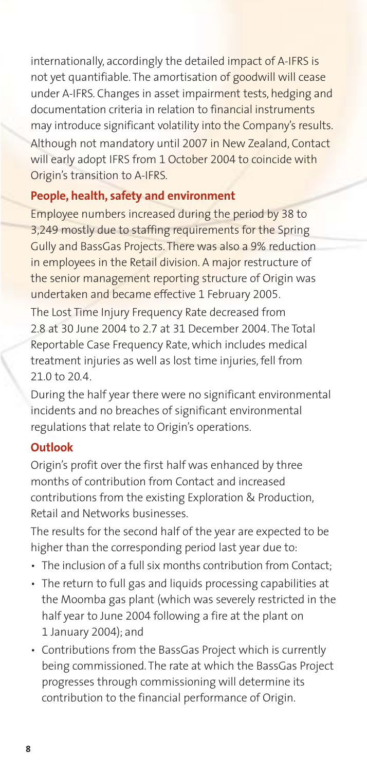internationally, accordingly the detailed impact of A-IFRS is not yet quantifiable. The amortisation of goodwill will cease under A-IFRS. Changes in asset impairment tests, hedging and documentation criteria in relation to financial instruments may introduce significant volatility into the Company's results. Although not mandatory until 2007 in New Zealand, Contact will early adopt IFRS from 1 October 2004 to coincide with Origin's transition to A-IFRS.

## People, health, safety and environment

Employee numbers increased during the period by 38 to 3,249 mostly due to staffing requirements for the Spring Gully and BassGas Projects. There was also a 9% reduction in employees in the Retail division. A major restructure of the senior management reporting structure of Origin was undertaken and became effective 1 February 2005.

The Lost Time Injury Frequency Rate decreased from 2.8 at 30 June 2004 to 2.7 at 31 December 2004. The Total Reportable Case Frequency Rate, which includes medical treatment injuries as well as lost time injuries, fell from 21.0 to 20.4.

During the half year there were no significant environmental incidents and no breaches of significant environmental regulations that relate to Origin's operations.

## Outlook

Origin's profit over the first half was enhanced by three months of contribution from Contact and increased contributions from the existing Exploration & Production, Retail and Networks businesses.

The results for the second half of the year are expected to be higher than the corresponding period last year due to:

- The inclusion of a full six months contribution from Contact;
- The return to full gas and liquids processing capabilities at the Moomba gas plant (which was severely restricted in the half year to June 2004 following a fire at the plant on 1 January 2004); and
- Contributions from the BassGas Project which is currently being commissioned. The rate at which the BassGas Project progresses through commissioning will determine its contribution to the financial performance of Origin.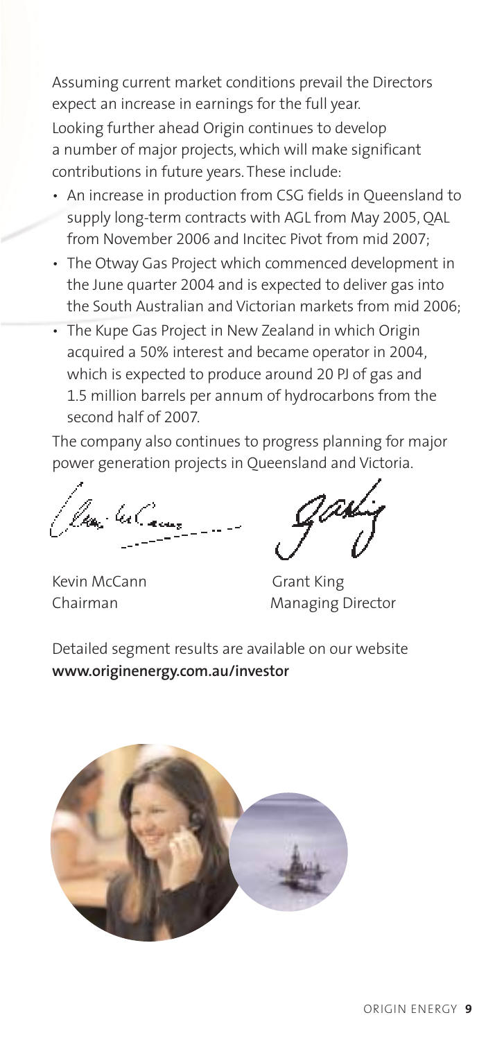Assuming current market conditions prevail the Directors expect an increase in earnings for the full year.

Looking further ahead Origin continues to develop a number of major projects, which will make significant contributions in future years. These include:

- An increase in production from CSG fields in Queensland to supply long-term contracts with AGL from May 2005, QAL from November 2006 and Incitec Pivot from mid 2007;
- The Otway Gas Project which commenced development in the June quarter 2004 and is expected to deliver gas into the South Australian and Victorian markets from mid 2006;
- The Kupe Gas Project in New Zealand in which Origin acquired a 50% interest and became operator in 2004, which is expected to produce around 20 PJ of gas and 1.5 million barrels per annum of hydrocarbons from the second half of 2007.

The company also continues to progress planning for major power generation projects in Queensland and Victoria.

| Kevin McCann | Grant King |
| --- | --- |
| Chairman | Managing Director |

Detailed segment results are available on our website **www.originenergy.com.au/investor**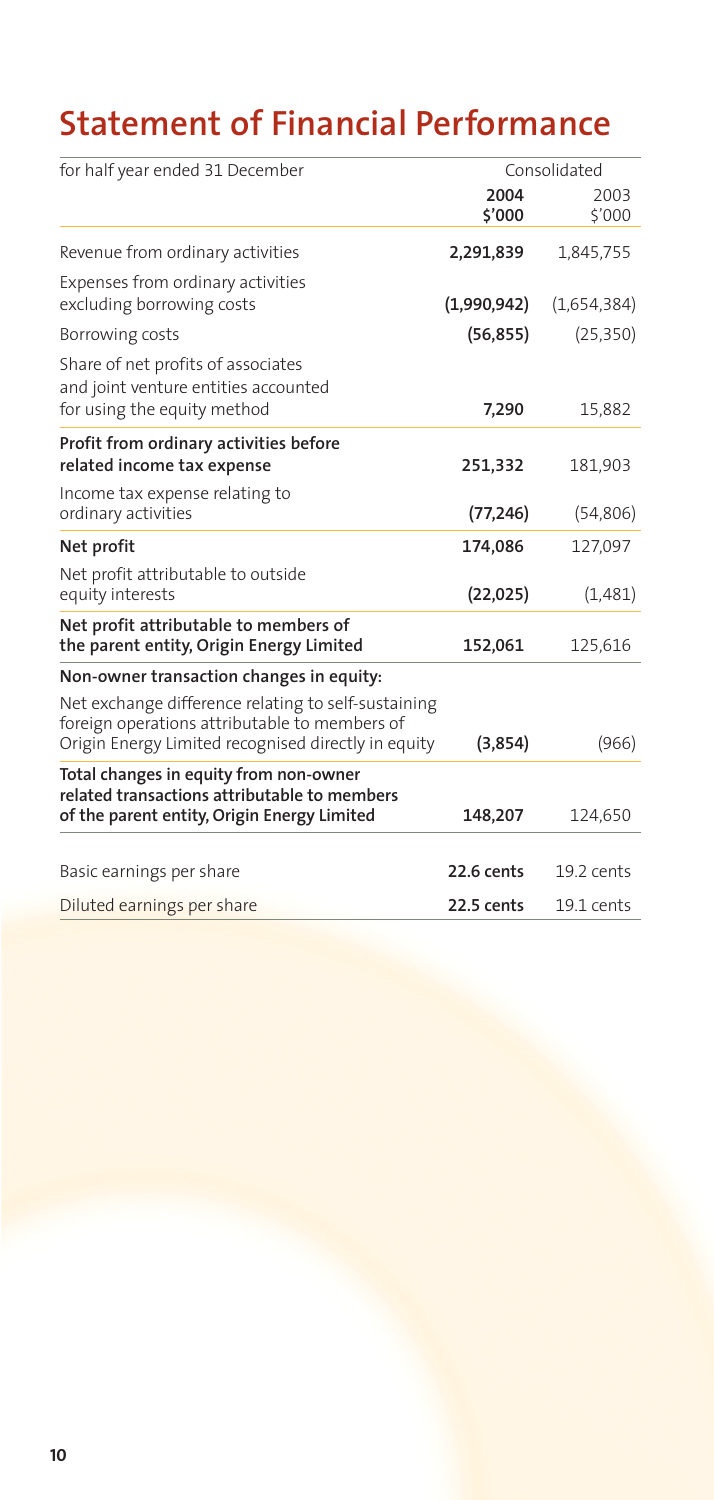# Statement of Financial Performance

| for half year ended 31 December | Consolidated | |
|---|---|---|
| | **2004 $'000** | 2003 $'000 |
| Revenue from ordinary activities | **2,291,839** | 1,845,755 |
| Expenses from ordinary activities excluding borrowing costs | **(1,990,942)** | (1,654,384) |
| Borrowing costs | **(56,855)** | (25,350) |
| Share of net profits of associates and joint venture entities accounted for using the equity method | **7,290** | 15,882 |
| **Profit from ordinary activities before related income tax expense** | **251,332** | 181,903 |
| Income tax expense relating to ordinary activities | **(77,246)** | (54,806) |
| **Net profit** | **174,086** | 127,097 |
| Net profit attributable to outside equity interests | **(22,025)** | (1,481) |
| **Net profit attributable to members of the parent entity, Origin Energy Limited** | **152,061** | 125,616 |
| **Non-owner transaction changes in equity:** | | |
| Net exchange difference relating to self-sustaining foreign operations attributable to members of Origin Energy Limited recognised directly in equity | **(3,854)** | (966) |
| **Total changes in equity from non-owner related transactions attributable to members of the parent entity, Origin Energy Limited** | **148,207** | 124,650 |
| Basic earnings per share | **22.6 cents** | 19.2 cents |
| Diluted earnings per share | **22.5 cents** | 19.1 cents |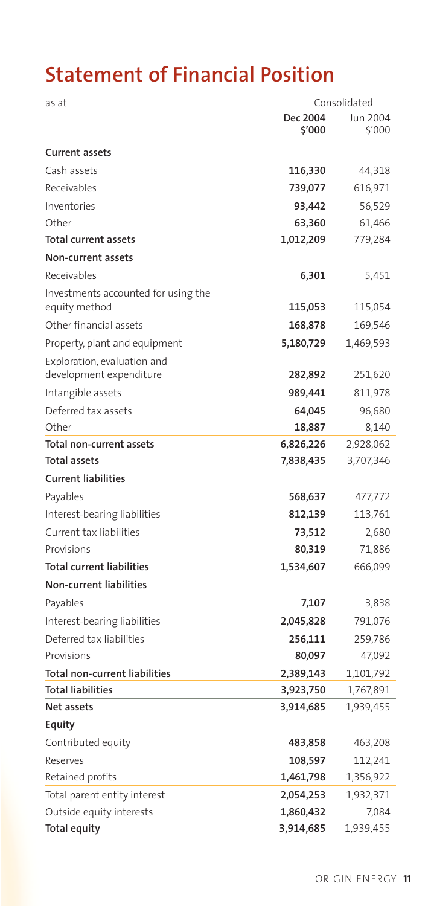# Statement of Financial Position

| as at | Consolidated | |
|---|---|---|
| | **Dec 2004 $'000** | Jun 2004 $'000 |
| **Current assets** | | |
| Cash assets | **116,330** | 44,318 |
| Receivables | **739,077** | 616,971 |
| Inventories | **93,442** | 56,529 |
| Other | **63,360** | 61,466 |
| **Total current assets** | **1,012,209** | 779,284 |
| **Non-current assets** | | |
| Receivables | **6,301** | 5,451 |
| Investments accounted for using the equity method | **115,053** | 115,054 |
| Other financial assets | **168,878** | 169,546 |
| Property, plant and equipment | **5,180,729** | 1,469,593 |
| Exploration, evaluation and development expenditure | **282,892** | 251,620 |
| Intangible assets | **989,441** | 811,978 |
| Deferred tax assets | **64,045** | 96,680 |
| Other | **18,887** | 8,140 |
| **Total non-current assets** | **6,826,226** | 2,928,062 |
| **Total assets** | **7,838,435** | 3,707,346 |
| **Current liabilities** | | |
| Payables | **568,637** | 477,772 |
| Interest-bearing liabilities | **812,139** | 113,761 |
| Current tax liabilities | **73,512** | 2,680 |
| Provisions | **80,319** | 71,886 |
| **Total current liabilities** | **1,534,607** | 666,099 |
| **Non-current liabilities** | | |
| Payables | **7,107** | 3,838 |
| Interest-bearing liabilities | **2,045,828** | 791,076 |
| Deferred tax liabilities | **256,111** | 259,786 |
| Provisions | **80,097** | 47,092 |
| **Total non-current liabilities** | **2,389,143** | 1,101,792 |
| **Total liabilities** | **3,923,750** | 1,767,891 |
| **Net assets** | **3,914,685** | 1,939,455 |
| **Equity** | | |
| Contributed equity | **483,858** | 463,208 |
| Reserves | **108,597** | 112,241 |
| Retained profits | **1,461,798** | 1,356,922 |
| Total parent entity interest | **2,054,253** | 1,932,371 |
| Outside equity interests | **1,860,432** | 7,084 |
| **Total equity** | **3,914,685** | 1,939,455 |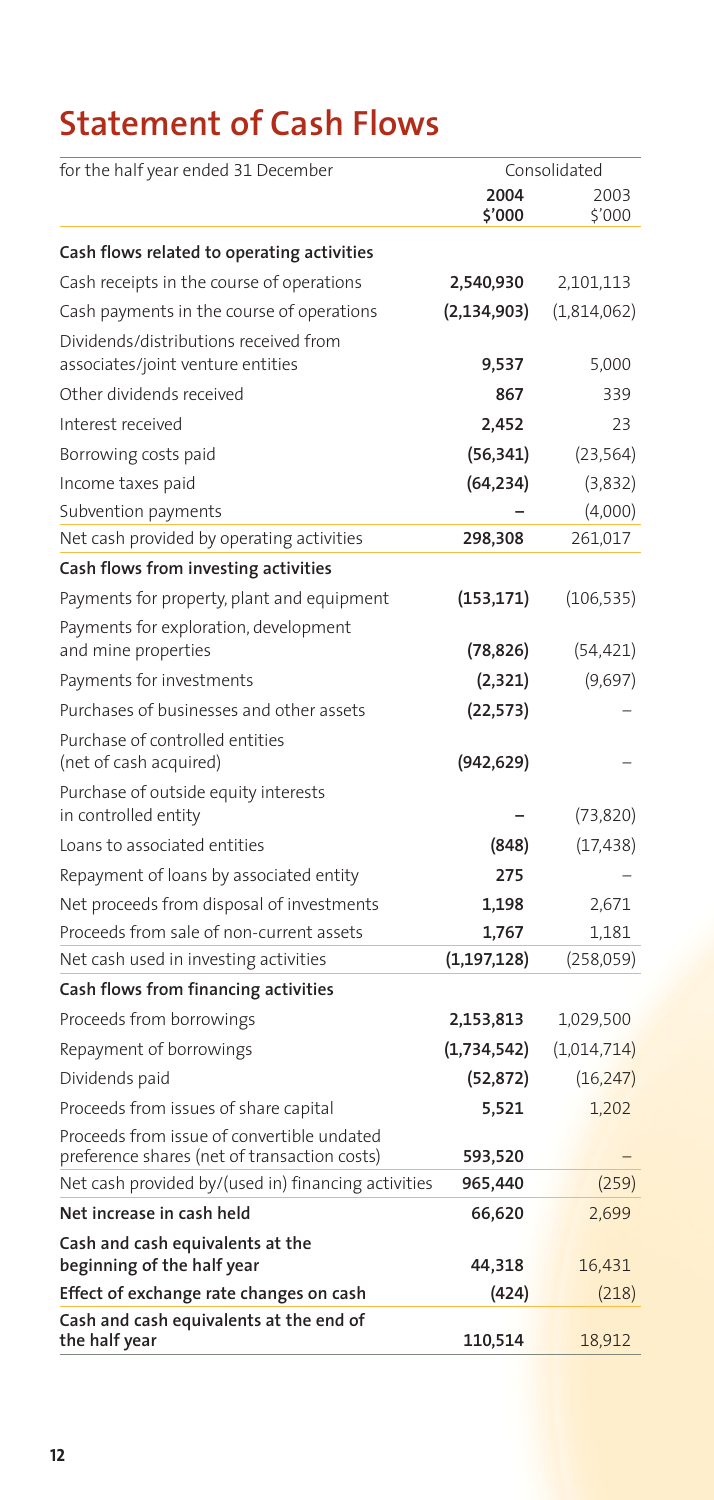# Statement of Cash Flows

| for the half year ended 31 December | Consolidated | |
|---|---|---|
| | **2004 $'000** | 2003 $'000 |
| **Cash flows related to operating activities** | | |
| Cash receipts in the course of operations | **2,540,930** | 2,101,113 |
| Cash payments in the course of operations | **(2,134,903)** | (1,814,062) |
| Dividends/distributions received from associates/joint venture entities | **9,537** | 5,000 |
| Other dividends received | **867** | 339 |
| Interest received | **2,452** | 23 |
| Borrowing costs paid | **(56,341)** | (23,564) |
| Income taxes paid | **(64,234)** | (3,832) |
| Subvention payments | **–** | (4,000) |
| Net cash provided by operating activities | **298,308** | 261,017 |
| **Cash flows from investing activities** | | |
| Payments for property, plant and equipment | **(153,171)** | (106,535) |
| Payments for exploration, development and mine properties | **(78,826)** | (54,421) |
| Payments for investments | **(2,321)** | (9,697) |
| Purchases of businesses and other assets | **(22,573)** | – |
| Purchase of controlled entities (net of cash acquired) | **(942,629)** | – |
| Purchase of outside equity interests in controlled entity | **–** | (73,820) |
| Loans to associated entities | **(848)** | (17,438) |
| Repayment of loans by associated entity | **275** | – |
| Net proceeds from disposal of investments | **1,198** | 2,671 |
| Proceeds from sale of non-current assets | **1,767** | 1,181 |
| Net cash used in investing activities | **(1,197,128)** | (258,059) |
| **Cash flows from financing activities** | | |
| Proceeds from borrowings | **2,153,813** | 1,029,500 |
| Repayment of borrowings | **(1,734,542)** | (1,014,714) |
| Dividends paid | **(52,872)** | (16,247) |
| Proceeds from issues of share capital | **5,521** | 1,202 |
| Proceeds from issue of convertible undated preference shares (net of transaction costs) | **593,520** | – |
| Net cash provided by/(used in) financing activities | **965,440** | (259) |
| **Net increase in cash held** | **66,620** | 2,699 |
| **Cash and cash equivalents at the beginning of the half year** | **44,318** | 16,431 |
| **Effect of exchange rate changes on cash** | **(424)** | (218) |
| **Cash and cash equivalents at the end of the half year** | **110,514** | 18,912 |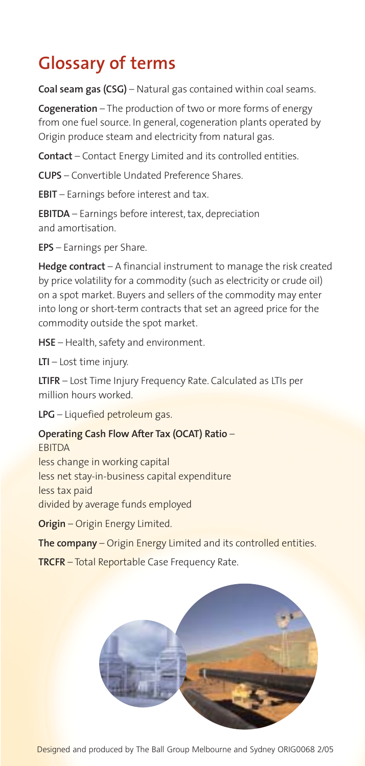# Glossary of terms

**Coal seam gas (CSG)** – Natural gas contained within coal seams.

**Cogeneration** – The production of two or more forms of energy from one fuel source. In general, cogeneration plants operated by Origin produce steam and electricity from natural gas.

**Contact** – Contact Energy Limited and its controlled entities.

**CUPS** – Convertible Undated Preference Shares.

**EBIT** – Earnings before interest and tax.

**EBITDA** – Earnings before interest, tax, depreciation and amortisation.

**EPS** – Earnings per Share.

**Hedge contract** – A financial instrument to manage the risk created by price volatility for a commodity (such as electricity or crude oil) on a spot market. Buyers and sellers of the commodity may enter into long or short-term contracts that set an agreed price for the commodity outside the spot market.

**HSE** – Health, safety and environment.

**LTI** – Lost time injury.

**LTIFR** – Lost Time Injury Frequency Rate. Calculated as LTIs per million hours worked.

**LPG** – Liquefied petroleum gas.

**Operating Cash Flow After Tax (OCAT) Ratio** –
EBITDA
less change in working capital
less net stay-in-business capital expenditure
less tax paid
divided by average funds employed

**Origin** – Origin Energy Limited.

**The company** – Origin Energy Limited and its controlled entities.

**TRCFR** – Total Reportable Case Frequency Rate.

Designed and produced by The Ball Group Melbourne and Sydney ORIG0068 2/05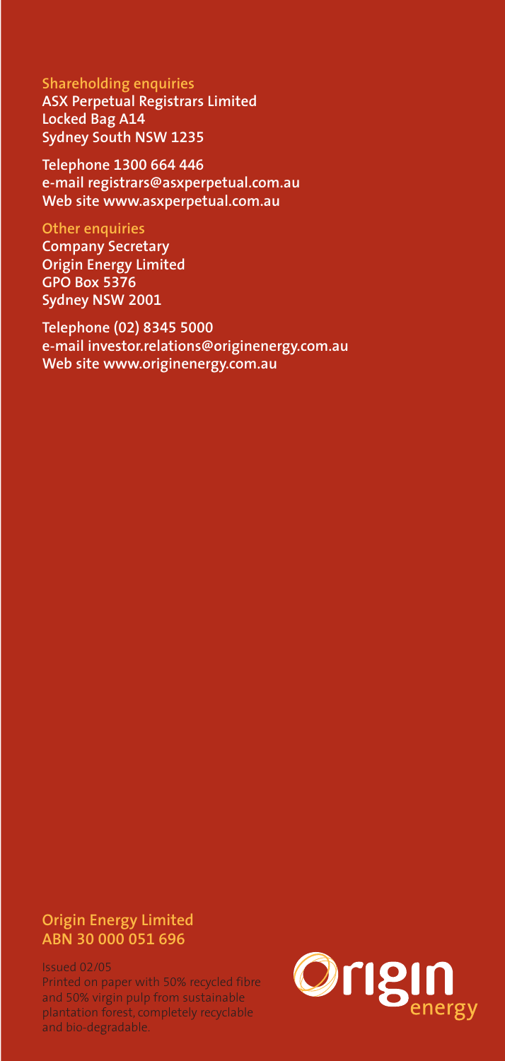**Shareholding enquiries**

ASX Perpetual Registrars Limited
Locked Bag A14
Sydney South NSW 1235

Telephone 1300 664 446
e-mail registrars@asxperpetual.com.au
Web site www.asxperpetual.com.au

**Other enquiries**

Company Secretary
Origin Energy Limited
GPO Box 5376
Sydney NSW 2001

Telephone (02) 8345 5000
e-mail investor.relations@originenergy.com.au
Web site www.originenergy.com.au

**Origin Energy Limited**
**ABN 30 000 051 696**

Issued 02/05
Printed on paper with 50% recycled fibre and 50% virgin pulp from sustainable plantation forest, completely recyclable and bio-degradable.

Origin energy